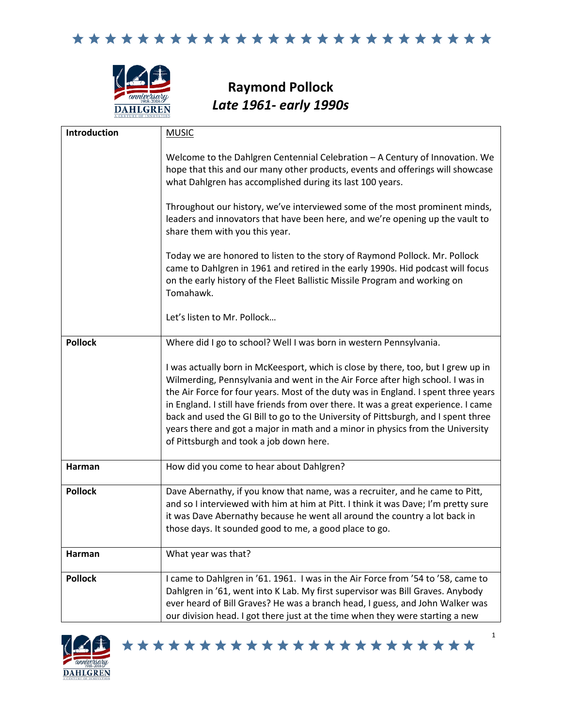# Raymond Pollock
## *Late 1961- early 1990s*

| | |
|---|---|
| **Introduction** | MUSIC<br><br>Welcome to the Dahlgren Centennial Celebration – A Century of Innovation. We hope that this and our many other products, events and offerings will showcase what Dahlgren has accomplished during its last 100 years.<br><br>Throughout our history, we've interviewed some of the most prominent minds, leaders and innovators that have been here, and we're opening up the vault to share them with you this year.<br><br>Today we are honored to listen to the story of Raymond Pollock. Mr. Pollock came to Dahlgren in 1961 and retired in the early 1990s. Hid podcast will focus on the early history of the Fleet Ballistic Missile Program and working on Tomahawk.<br><br>Let's listen to Mr. Pollock… |
| **Pollock** | Where did I go to school? Well I was born in western Pennsylvania.<br><br>I was actually born in McKeesport, which is close by there, too, but I grew up in Wilmerding, Pennsylvania and went in the Air Force after high school. I was in the Air Force for four years. Most of the duty was in England. I spent three years in England. I still have friends from over there. It was a great experience. I came back and used the GI Bill to go to the University of Pittsburgh, and I spent three years there and got a major in math and a minor in physics from the University of Pittsburgh and took a job down here. |
| **Harman** | How did you come to hear about Dahlgren? |
| **Pollock** | Dave Abernathy, if you know that name, was a recruiter, and he came to Pitt, and so I interviewed with him at him at Pitt. I think it was Dave; I'm pretty sure it was Dave Abernathy because he went all around the country a lot back in those days. It sounded good to me, a good place to go. |
| **Harman** | What year was that? |
| **Pollock** | I came to Dahlgren in '61. 1961. I was in the Air Force from '54 to '58, came to Dahlgren in '61, went into K Lab. My first supervisor was Bill Graves. Anybody ever heard of Bill Graves? He was a branch head, I guess, and John Walker was our division head. I got there just at the time when they were starting a new |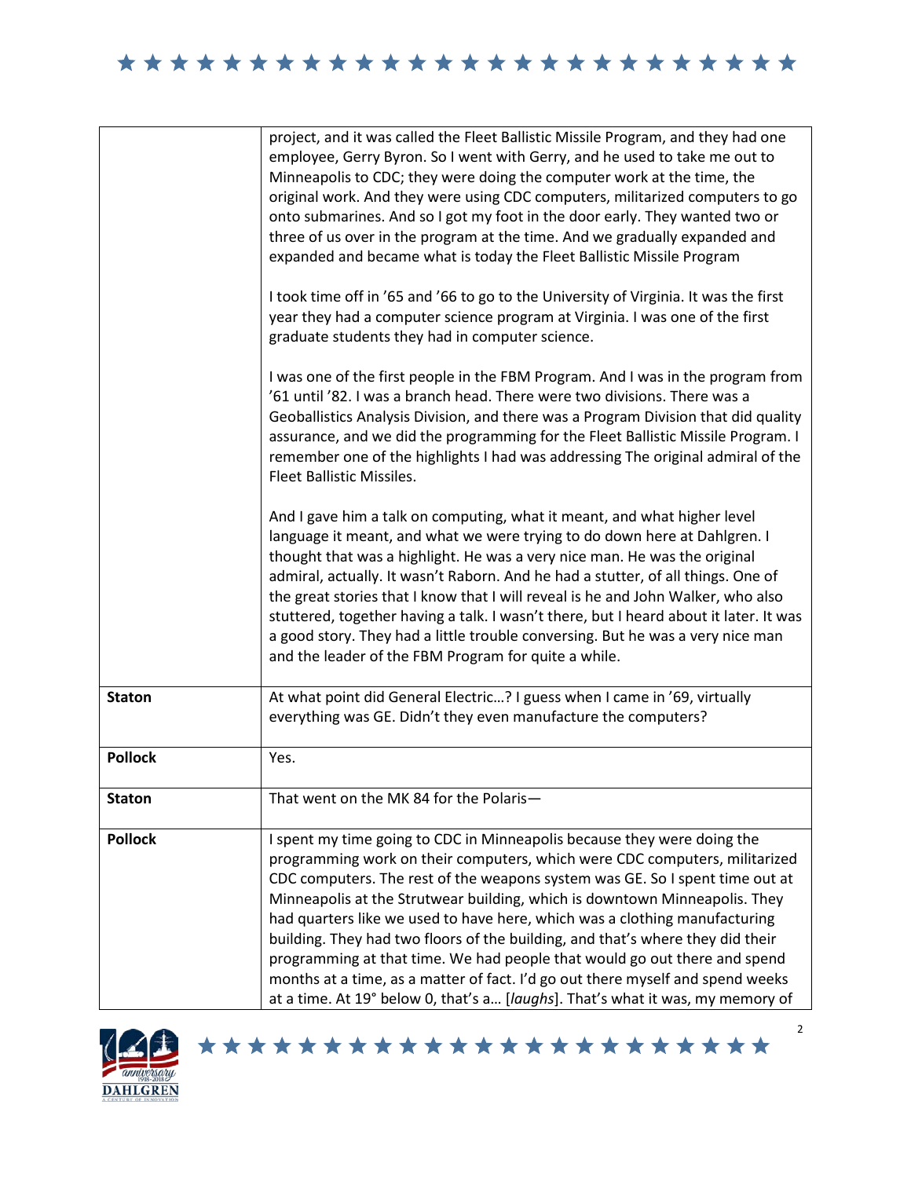| | |
|---|---|
| | project, and it was called the Fleet Ballistic Missile Program, and they had one employee, Gerry Byron. So I went with Gerry, and he used to take me out to Minneapolis to CDC; they were doing the computer work at the time, the original work. And they were using CDC computers, militarized computers to go onto submarines. And so I got my foot in the door early. They wanted two or three of us over in the program at the time. And we gradually expanded and expanded and became what is today the Fleet Ballistic Missile Program<br><br>I took time off in '65 and '66 to go to the University of Virginia. It was the first year they had a computer science program at Virginia. I was one of the first graduate students they had in computer science.<br><br>I was one of the first people in the FBM Program. And I was in the program from '61 until '82. I was a branch head. There were two divisions. There was a Geoballistics Analysis Division, and there was a Program Division that did quality assurance, and we did the programming for the Fleet Ballistic Missile Program. I remember one of the highlights I had was addressing The original admiral of the Fleet Ballistic Missiles.<br><br>And I gave him a talk on computing, what it meant, and what higher level language it meant, and what we were trying to do down here at Dahlgren. I thought that was a highlight. He was a very nice man. He was the original admiral, actually. It wasn't Raborn. And he had a stutter, of all things. One of the great stories that I know that I will reveal is he and John Walker, who also stuttered, together having a talk. I wasn't there, but I heard about it later. It was a good story. They had a little trouble conversing. But he was a very nice man and the leader of the FBM Program for quite a while. |
| **Staton** | At what point did General Electric…? I guess when I came in '69, virtually everything was GE. Didn't they even manufacture the computers? |
| **Pollock** | Yes. |
| **Staton** | That went on the MK 84 for the Polaris— |
| **Pollock** | I spent my time going to CDC in Minneapolis because they were doing the programming work on their computers, which were CDC computers, militarized CDC computers. The rest of the weapons system was GE. So I spent time out at Minneapolis at the Strutwear building, which is downtown Minneapolis. They had quarters like we used to have here, which was a clothing manufacturing building. They had two floors of the building, and that's where they did their programming at that time. We had people that would go out there and spend months at a time, as a matter of fact. I'd go out there myself and spend weeks at a time. At 19° below 0, that's a… [*laughs*]. That's what it was, my memory of |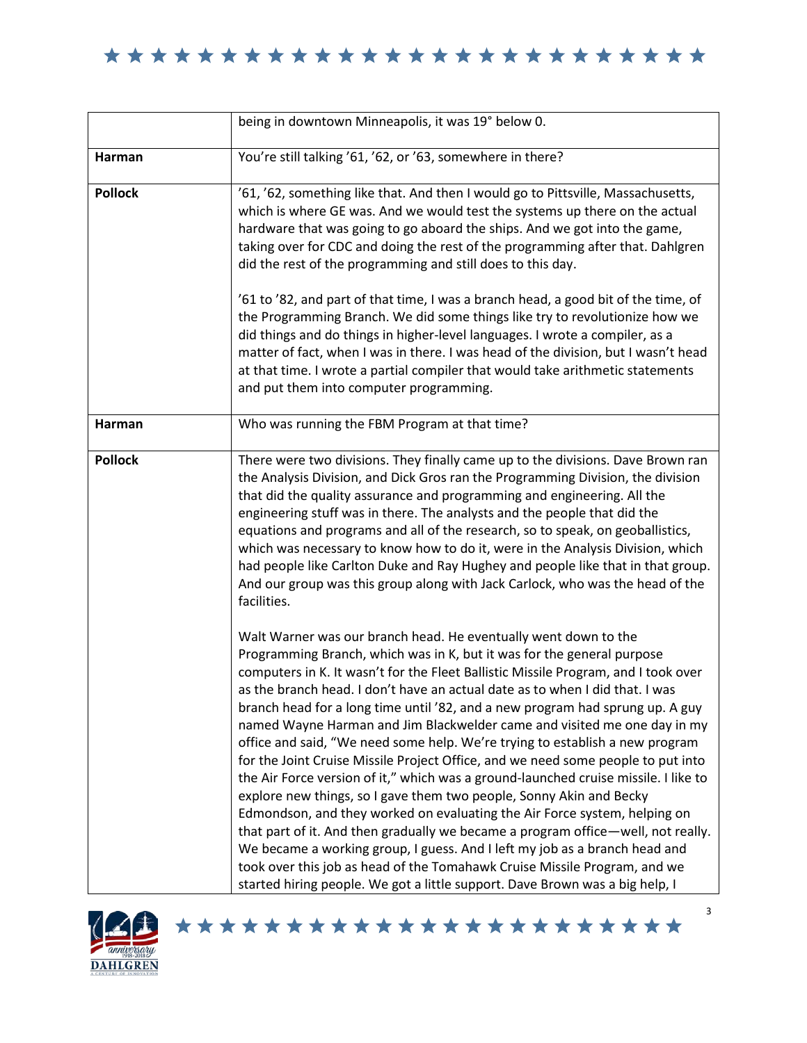| | |
|---|---|
| | being in downtown Minneapolis, it was 19° below 0. |
| **Harman** | You're still talking '61, '62, or '63, somewhere in there? |
| **Pollock** | '61, '62, something like that. And then I would go to Pittsville, Massachusetts, which is where GE was. And we would test the systems up there on the actual hardware that was going to go aboard the ships. And we got into the game, taking over for CDC and doing the rest of the programming after that. Dahlgren did the rest of the programming and still does to this day.<br><br>'61 to '82, and part of that time, I was a branch head, a good bit of the time, of the Programming Branch. We did some things like try to revolutionize how we did things and do things in higher-level languages. I wrote a compiler, as a matter of fact, when I was in there. I was head of the division, but I wasn't head at that time. I wrote a partial compiler that would take arithmetic statements and put them into computer programming. |
| **Harman** | Who was running the FBM Program at that time? |
| **Pollock** | There were two divisions. They finally came up to the divisions. Dave Brown ran the Analysis Division, and Dick Gros ran the Programming Division, the division that did the quality assurance and programming and engineering. All the engineering stuff was in there. The analysts and the people that did the equations and programs and all of the research, so to speak, on geoballistics, which was necessary to know how to do it, were in the Analysis Division, which had people like Carlton Duke and Ray Hughey and people like that in that group. And our group was this group along with Jack Carlock, who was the head of the facilities.<br><br>Walt Warner was our branch head. He eventually went down to the Programming Branch, which was in K, but it was for the general purpose computers in K. It wasn't for the Fleet Ballistic Missile Program, and I took over as the branch head. I don't have an actual date as to when I did that. I was branch head for a long time until '82, and a new program had sprung up. A guy named Wayne Harman and Jim Blackwelder came and visited me one day in my office and said, "We need some help. We're trying to establish a new program for the Joint Cruise Missile Project Office, and we need some people to put into the Air Force version of it," which was a ground-launched cruise missile. I like to explore new things, so I gave them two people, Sonny Akin and Becky Edmondson, and they worked on evaluating the Air Force system, helping on that part of it. And then gradually we became a program office—well, not really. We became a working group, I guess. And I left my job as a branch head and took over this job as head of the Tomahawk Cruise Missile Program, and we started hiring people. We got a little support. Dave Brown was a big help, I |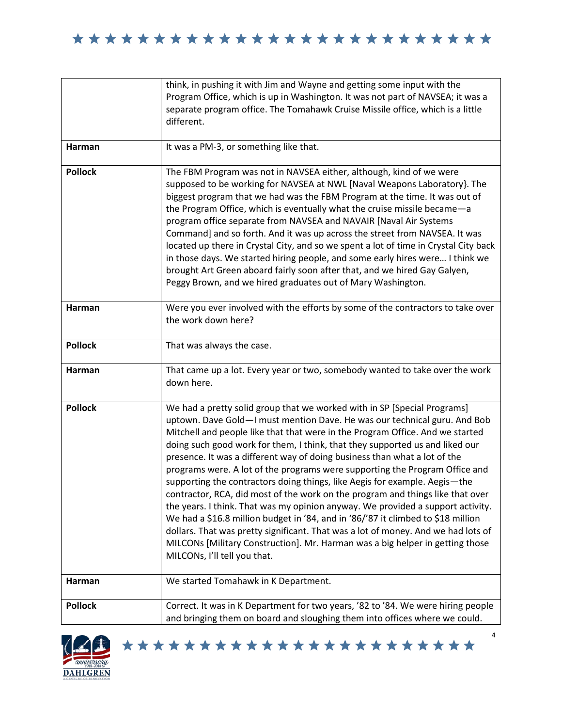|  |  |
|---|---|
|  | think, in pushing it with Jim and Wayne and getting some input with the Program Office, which is up in Washington. It was not part of NAVSEA; it was a separate program office. The Tomahawk Cruise Missile office, which is a little different. |
| **Harman** | It was a PM-3, or something like that. |
| **Pollock** | The FBM Program was not in NAVSEA either, although, kind of we were supposed to be working for NAVSEA at NWL [Naval Weapons Laboratory}. The biggest program that we had was the FBM Program at the time. It was out of the Program Office, which is eventually what the cruise missile became—a program office separate from NAVSEA and NAVAIR [Naval Air Systems Command] and so forth. And it was up across the street from NAVSEA. It was located up there in Crystal City, and so we spent a lot of time in Crystal City back in those days. We started hiring people, and some early hires were… I think we brought Art Green aboard fairly soon after that, and we hired Gay Galyen, Peggy Brown, and we hired graduates out of Mary Washington. |
| **Harman** | Were you ever involved with the efforts by some of the contractors to take over the work down here? |
| **Pollock** | That was always the case. |
| **Harman** | That came up a lot. Every year or two, somebody wanted to take over the work down here. |
| **Pollock** | We had a pretty solid group that we worked with in SP [Special Programs] uptown. Dave Gold—I must mention Dave. He was our technical guru. And Bob Mitchell and people like that that were in the Program Office. And we started doing such good work for them, I think, that they supported us and liked our presence. It was a different way of doing business than what a lot of the programs were. A lot of the programs were supporting the Program Office and supporting the contractors doing things, like Aegis for example. Aegis—the contractor, RCA, did most of the work on the program and things like that over the years. I think. That was my opinion anyway. We provided a support activity. We had a $16.8 million budget in '84, and in '86/'87 it climbed to $18 million dollars. That was pretty significant. That was a lot of money. And we had lots of MILCONs [Military Construction]. Mr. Harman was a big helper in getting those MILCONs, I'll tell you that. |
| **Harman** | We started Tomahawk in K Department. |
| **Pollock** | Correct. It was in K Department for two years, '82 to '84. We were hiring people and bringing them on board and sloughing them into offices where we could. |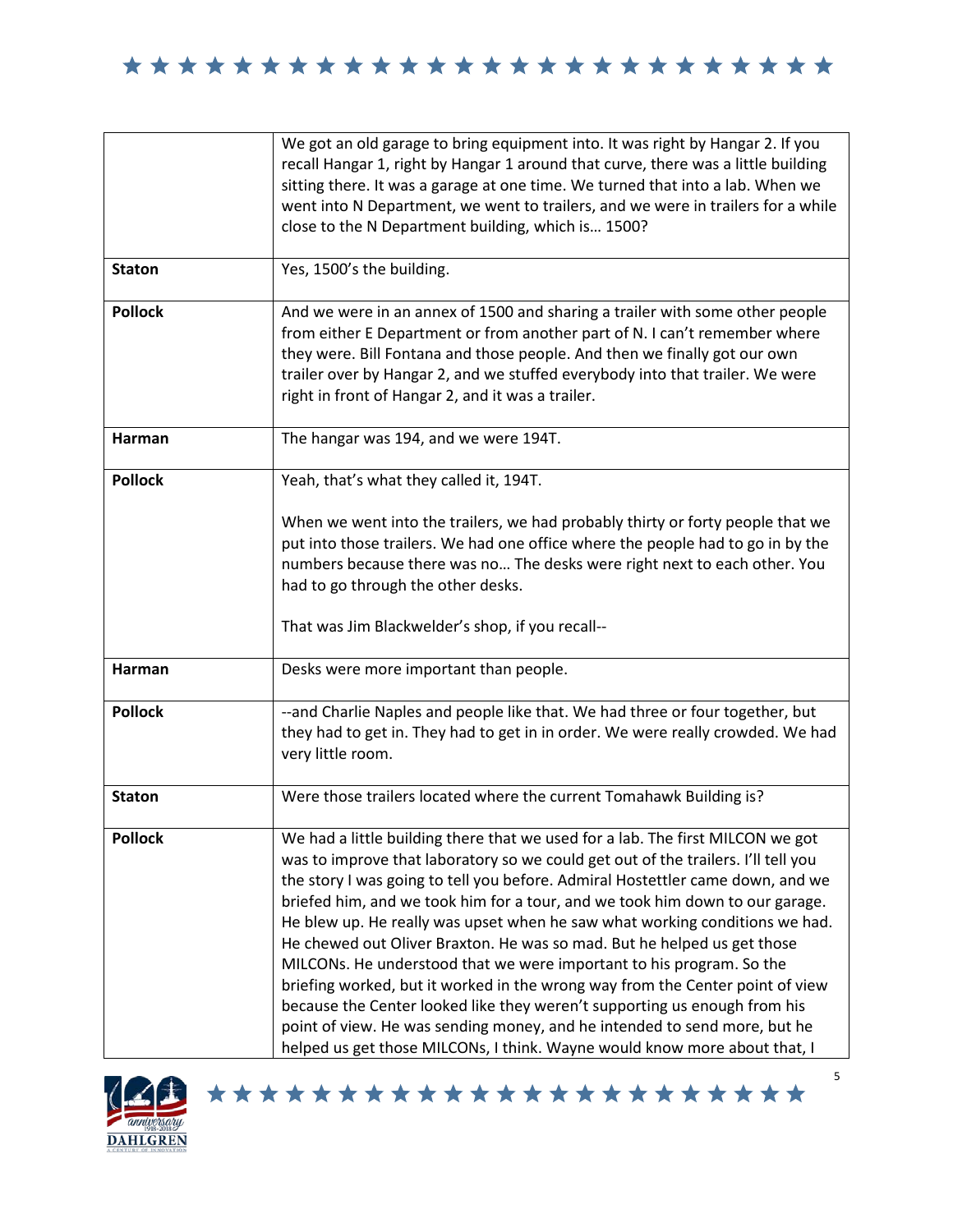| | |
|---|---|
| | We got an old garage to bring equipment into. It was right by Hangar 2. If you recall Hangar 1, right by Hangar 1 around that curve, there was a little building sitting there. It was a garage at one time. We turned that into a lab. When we went into N Department, we went to trailers, and we were in trailers for a while close to the N Department building, which is… 1500? |
| **Staton** | Yes, 1500's the building. |
| **Pollock** | And we were in an annex of 1500 and sharing a trailer with some other people from either E Department or from another part of N. I can't remember where they were. Bill Fontana and those people. And then we finally got our own trailer over by Hangar 2, and we stuffed everybody into that trailer. We were right in front of Hangar 2, and it was a trailer. |
| **Harman** | The hangar was 194, and we were 194T. |
| **Pollock** | Yeah, that's what they called it, 194T.<br><br>When we went into the trailers, we had probably thirty or forty people that we put into those trailers. We had one office where the people had to go in by the numbers because there was no… The desks were right next to each other. You had to go through the other desks.<br><br>That was Jim Blackwelder's shop, if you recall-- |
| **Harman** | Desks were more important than people. |
| **Pollock** | --and Charlie Naples and people like that. We had three or four together, but they had to get in. They had to get in in order. We were really crowded. We had very little room. |
| **Staton** | Were those trailers located where the current Tomahawk Building is? |
| **Pollock** | We had a little building there that we used for a lab. The first MILCON we got was to improve that laboratory so we could get out of the trailers. I'll tell you the story I was going to tell you before. Admiral Hostettler came down, and we briefed him, and we took him for a tour, and we took him down to our garage. He blew up. He really was upset when he saw what working conditions we had. He chewed out Oliver Braxton. He was so mad. But he helped us get those MILCONs. He understood that we were important to his program. So the briefing worked, but it worked in the wrong way from the Center point of view because the Center looked like they weren't supporting us enough from his point of view. He was sending money, and he intended to send more, but he helped us get those MILCONs, I think. Wayne would know more about that, I |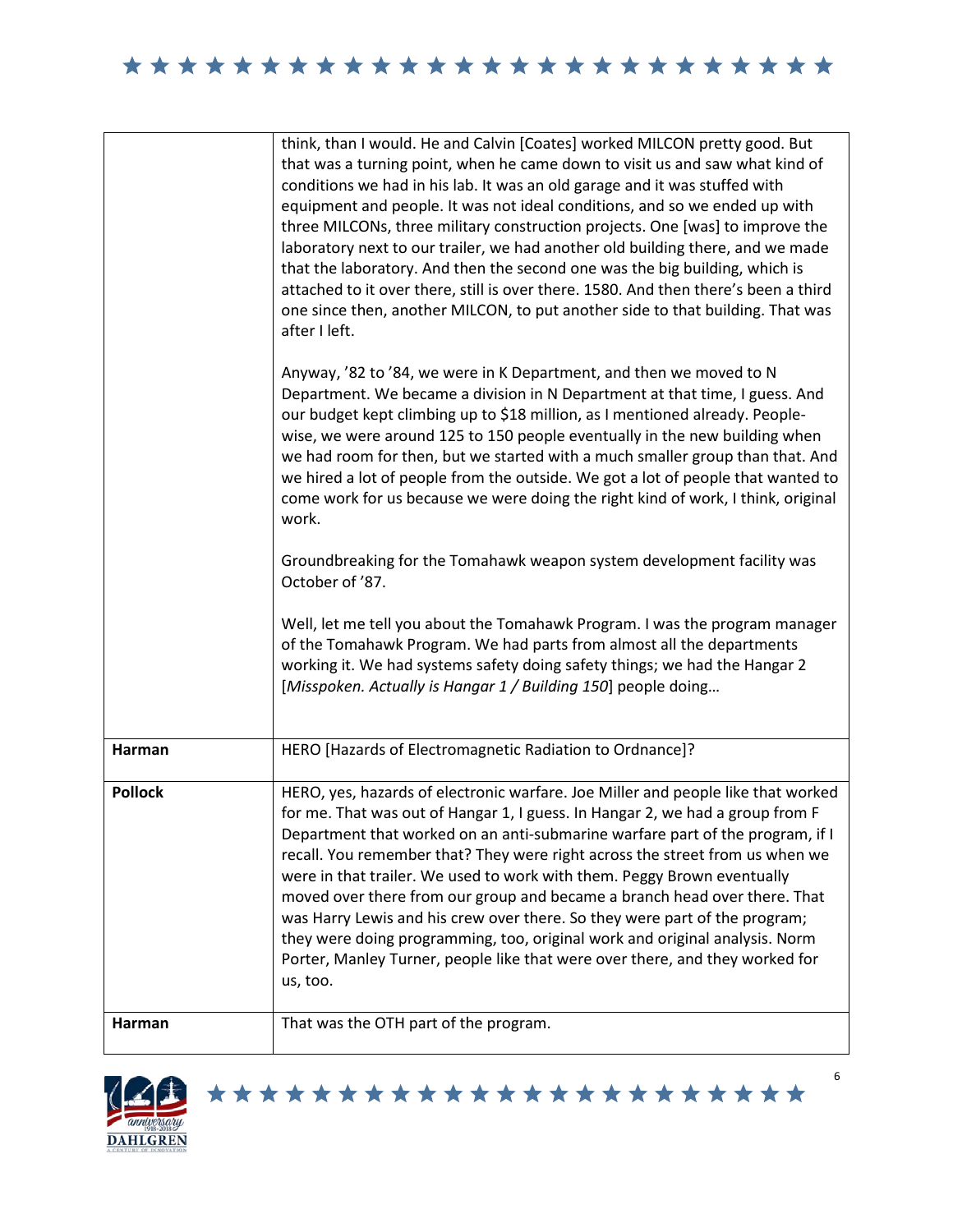| | |
|---|---|
| | think, than I would. He and Calvin [Coates] worked MILCON pretty good. But that was a turning point, when he came down to visit us and saw what kind of conditions we had in his lab. It was an old garage and it was stuffed with equipment and people. It was not ideal conditions, and so we ended up with three MILCONs, three military construction projects. One [was] to improve the laboratory next to our trailer, we had another old building there, and we made that the laboratory. And then the second one was the big building, which is attached to it over there, still is over there. 1580. And then there's been a third one since then, another MILCON, to put another side to that building. That was after I left.<br><br>Anyway, '82 to '84, we were in K Department, and then we moved to N Department. We became a division in N Department at that time, I guess. And our budget kept climbing up to $18 million, as I mentioned already. People-wise, we were around 125 to 150 people eventually in the new building when we had room for then, but we started with a much smaller group than that. And we hired a lot of people from the outside. We got a lot of people that wanted to come work for us because we were doing the right kind of work, I think, original work.<br><br>Groundbreaking for the Tomahawk weapon system development facility was October of '87.<br><br>Well, let me tell you about the Tomahawk Program. I was the program manager of the Tomahawk Program. We had parts from almost all the departments working it. We had systems safety doing safety things; we had the Hangar 2 [*Misspoken. Actually is Hangar 1 / Building 150*] people doing… |
| **Harman** | HERO [Hazards of Electromagnetic Radiation to Ordnance]? |
| **Pollock** | HERO, yes, hazards of electronic warfare. Joe Miller and people like that worked for me. That was out of Hangar 1, I guess. In Hangar 2, we had a group from F Department that worked on an anti-submarine warfare part of the program, if I recall. You remember that? They were right across the street from us when we were in that trailer. We used to work with them. Peggy Brown eventually moved over there from our group and became a branch head over there. That was Harry Lewis and his crew over there. So they were part of the program; they were doing programming, too, original work and original analysis. Norm Porter, Manley Turner, people like that were over there, and they worked for us, too. |
| **Harman** | That was the OTH part of the program. |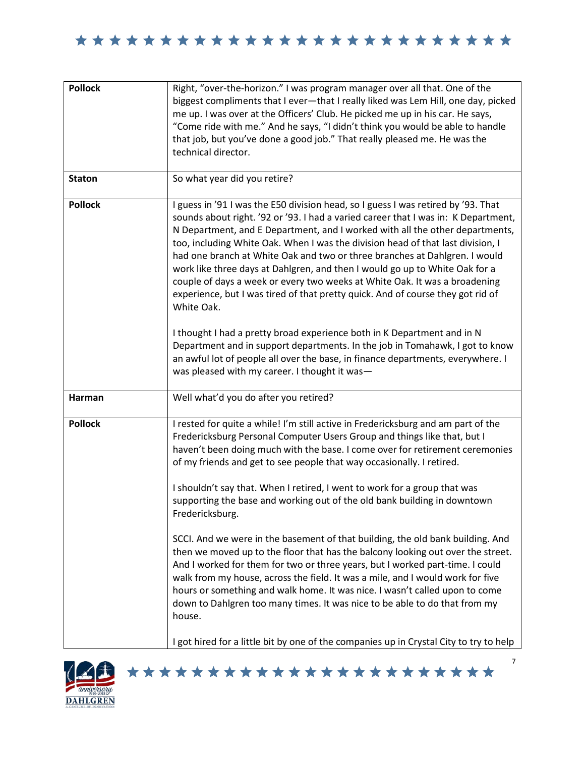| | |
|---|---|
| **Pollock** | Right, "over-the-horizon." I was program manager over all that. One of the biggest compliments that I ever—that I really liked was Lem Hill, one day, picked me up. I was over at the Officers' Club. He picked me up in his car. He says, "Come ride with me." And he says, "I didn't think you would be able to handle that job, but you've done a good job." That really pleased me. He was the technical director. |
| **Staton** | So what year did you retire? |
| **Pollock** | I guess in '91 I was the E50 division head, so I guess I was retired by '93. That sounds about right. '92 or '93. I had a varied career that I was in: K Department, N Department, and E Department, and I worked with all the other departments, too, including White Oak. When I was the division head of that last division, I had one branch at White Oak and two or three branches at Dahlgren. I would work like three days at Dahlgren, and then I would go up to White Oak for a couple of days a week or every two weeks at White Oak. It was a broadening experience, but I was tired of that pretty quick. And of course they got rid of White Oak.<br><br>I thought I had a pretty broad experience both in K Department and in N Department and in support departments. In the job in Tomahawk, I got to know an awful lot of people all over the base, in finance departments, everywhere. I was pleased with my career. I thought it was— |
| **Harman** | Well what'd you do after you retired? |
| **Pollock** | I rested for quite a while! I'm still active in Fredericksburg and am part of the Fredericksburg Personal Computer Users Group and things like that, but I haven't been doing much with the base. I come over for retirement ceremonies of my friends and get to see people that way occasionally. I retired.<br><br>I shouldn't say that. When I retired, I went to work for a group that was supporting the base and working out of the old bank building in downtown Fredericksburg.<br><br>SCCI. And we were in the basement of that building, the old bank building. And then we moved up to the floor that has the balcony looking out over the street. And I worked for them for two or three years, but I worked part-time. I could walk from my house, across the field. It was a mile, and I would work for five hours or something and walk home. It was nice. I wasn't called upon to come down to Dahlgren too many times. It was nice to be able to do that from my house.<br><br>I got hired for a little bit by one of the companies up in Crystal City to try to help |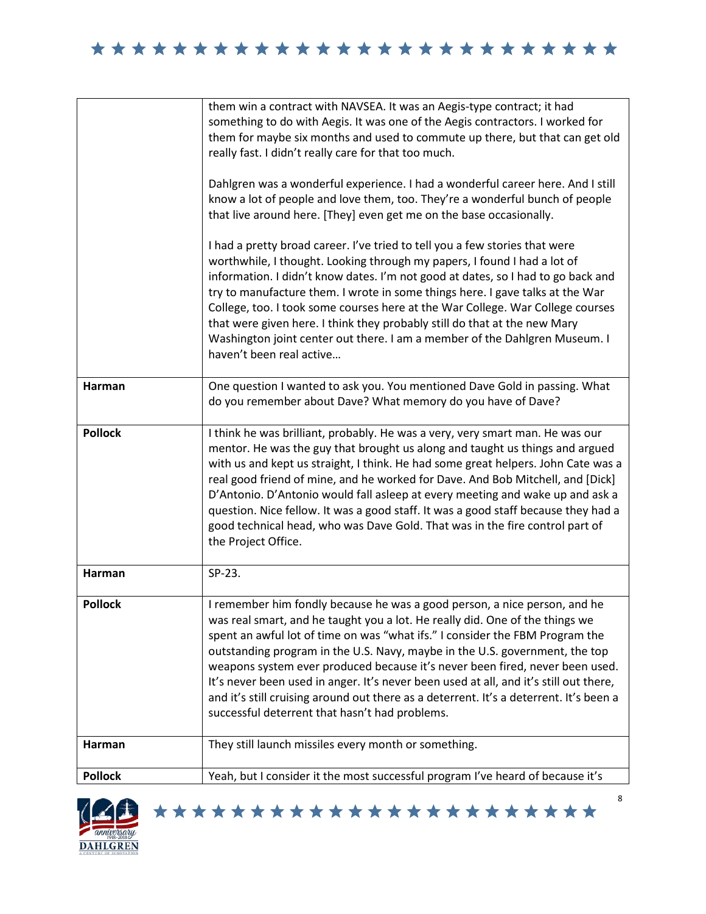| | |
|---|---|
| | them win a contract with NAVSEA. It was an Aegis-type contract; it had something to do with Aegis. It was one of the Aegis contractors. I worked for them for maybe six months and used to commute up there, but that can get old really fast. I didn't really care for that too much.<br><br>Dahlgren was a wonderful experience. I had a wonderful career here. And I still know a lot of people and love them, too. They're a wonderful bunch of people that live around here. [They] even get me on the base occasionally.<br><br>I had a pretty broad career. I've tried to tell you a few stories that were worthwhile, I thought. Looking through my papers, I found I had a lot of information. I didn't know dates. I'm not good at dates, so I had to go back and try to manufacture them. I wrote in some things here. I gave talks at the War College, too. I took some courses here at the War College. War College courses that were given here. I think they probably still do that at the new Mary Washington joint center out there. I am a member of the Dahlgren Museum. I haven't been real active… |
| **Harman** | One question I wanted to ask you. You mentioned Dave Gold in passing. What do you remember about Dave? What memory do you have of Dave? |
| **Pollock** | I think he was brilliant, probably. He was a very, very smart man. He was our mentor. He was the guy that brought us along and taught us things and argued with us and kept us straight, I think. He had some great helpers. John Cate was a real good friend of mine, and he worked for Dave. And Bob Mitchell, and [Dick] D'Antonio. D'Antonio would fall asleep at every meeting and wake up and ask a question. Nice fellow. It was a good staff. It was a good staff because they had a good technical head, who was Dave Gold. That was in the fire control part of the Project Office. |
| **Harman** | SP-23. |
| **Pollock** | I remember him fondly because he was a good person, a nice person, and he was real smart, and he taught you a lot. He really did. One of the things we spent an awful lot of time on was "what ifs." I consider the FBM Program the outstanding program in the U.S. Navy, maybe in the U.S. government, the top weapons system ever produced because it's never been fired, never been used. It's never been used in anger. It's never been used at all, and it's still out there, and it's still cruising around out there as a deterrent. It's a deterrent. It's been a successful deterrent that hasn't had problems. |
| **Harman** | They still launch missiles every month or something. |
| **Pollock** | Yeah, but I consider it the most successful program I've heard of because it's |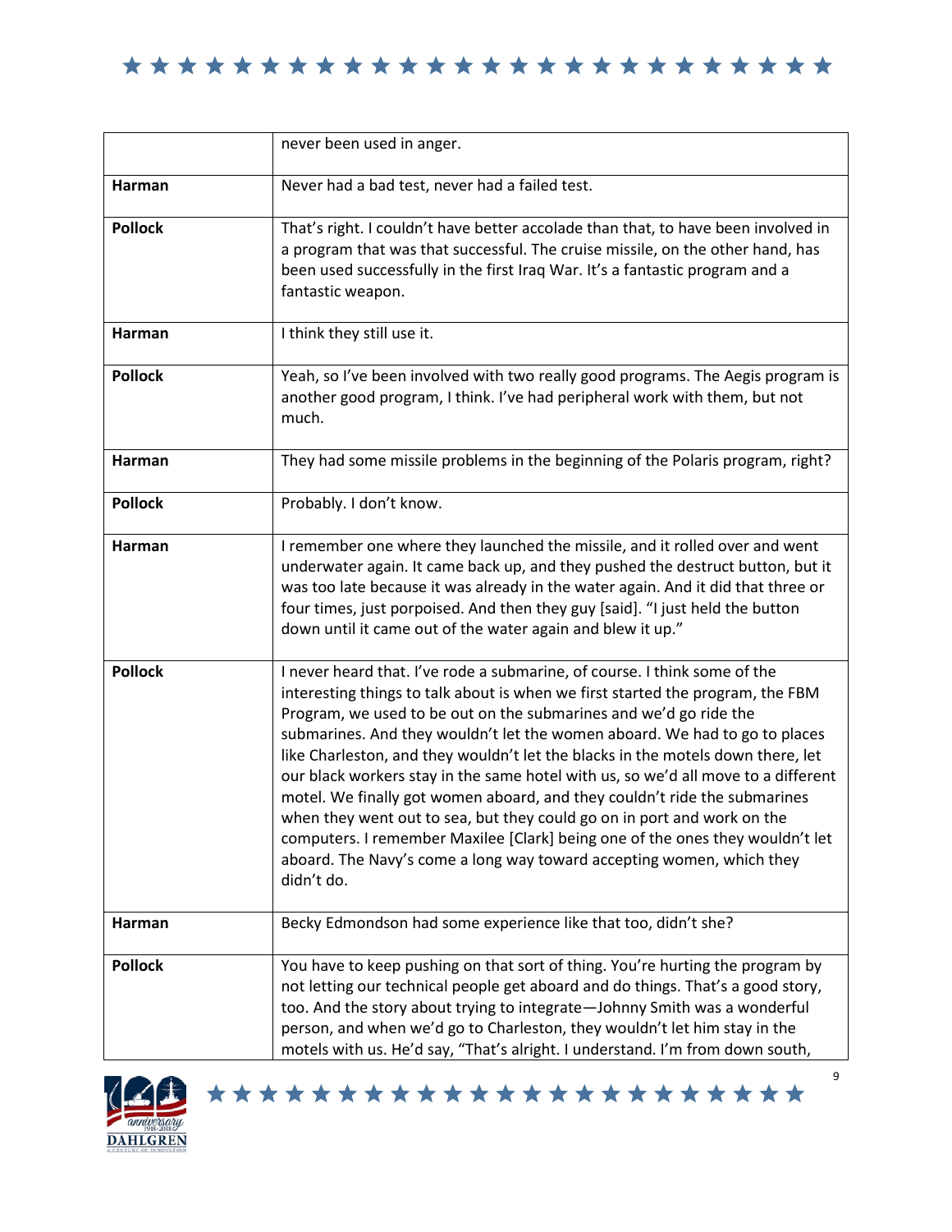| | |
|---|---|
| | never been used in anger. |
| **Harman** | Never had a bad test, never had a failed test. |
| **Pollock** | That's right. I couldn't have better accolade than that, to have been involved in a program that was that successful. The cruise missile, on the other hand, has been used successfully in the first Iraq War. It's a fantastic program and a fantastic weapon. |
| **Harman** | I think they still use it. |
| **Pollock** | Yeah, so I've been involved with two really good programs. The Aegis program is another good program, I think. I've had peripheral work with them, but not much. |
| **Harman** | They had some missile problems in the beginning of the Polaris program, right? |
| **Pollock** | Probably. I don't know. |
| **Harman** | I remember one where they launched the missile, and it rolled over and went underwater again. It came back up, and they pushed the destruct button, but it was too late because it was already in the water again. And it did that three or four times, just porpoised. And then they guy [said]. "I just held the button down until it came out of the water again and blew it up." |
| **Pollock** | I never heard that. I've rode a submarine, of course. I think some of the interesting things to talk about is when we first started the program, the FBM Program, we used to be out on the submarines and we'd go ride the submarines. And they wouldn't let the women aboard. We had to go to places like Charleston, and they wouldn't let the blacks in the motels down there, let our black workers stay in the same hotel with us, so we'd all move to a different motel. We finally got women aboard, and they couldn't ride the submarines when they went out to sea, but they could go on in port and work on the computers. I remember Maxilee [Clark] being one of the ones they wouldn't let aboard. The Navy's come a long way toward accepting women, which they didn't do. |
| **Harman** | Becky Edmondson had some experience like that too, didn't she? |
| **Pollock** | You have to keep pushing on that sort of thing. You're hurting the program by not letting our technical people get aboard and do things. That's a good story, too. And the story about trying to integrate—Johnny Smith was a wonderful person, and when we'd go to Charleston, they wouldn't let him stay in the motels with us. He'd say, "That's alright. I understand. I'm from down south, |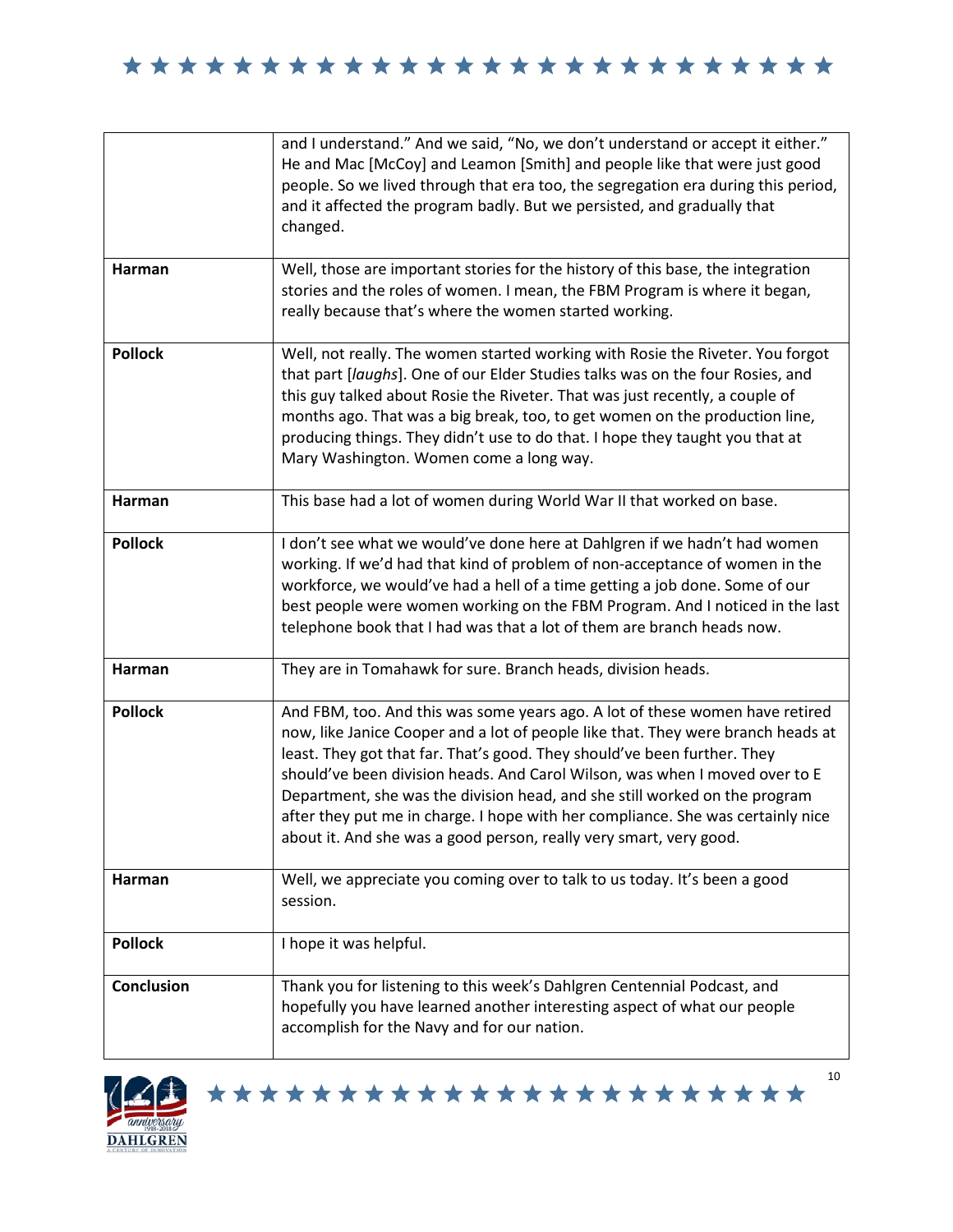| | |
|---|---|
| | and I understand." And we said, "No, we don't understand or accept it either." He and Mac [McCoy] and Leamon [Smith] and people like that were just good people. So we lived through that era too, the segregation era during this period, and it affected the program badly. But we persisted, and gradually that changed. |
| **Harman** | Well, those are important stories for the history of this base, the integration stories and the roles of women. I mean, the FBM Program is where it began, really because that's where the women started working. |
| **Pollock** | Well, not really. The women started working with Rosie the Riveter. You forgot that part [*laughs*]. One of our Elder Studies talks was on the four Rosies, and this guy talked about Rosie the Riveter. That was just recently, a couple of months ago. That was a big break, too, to get women on the production line, producing things. They didn't use to do that. I hope they taught you that at Mary Washington. Women come a long way. |
| **Harman** | This base had a lot of women during World War II that worked on base. |
| **Pollock** | I don't see what we would've done here at Dahlgren if we hadn't had women working. If we'd had that kind of problem of non-acceptance of women in the workforce, we would've had a hell of a time getting a job done. Some of our best people were women working on the FBM Program. And I noticed in the last telephone book that I had was that a lot of them are branch heads now. |
| **Harman** | They are in Tomahawk for sure. Branch heads, division heads. |
| **Pollock** | And FBM, too. And this was some years ago. A lot of these women have retired now, like Janice Cooper and a lot of people like that. They were branch heads at least. They got that far. That's good. They should've been further. They should've been division heads. And Carol Wilson, was when I moved over to E Department, she was the division head, and she still worked on the program after they put me in charge. I hope with her compliance. She was certainly nice about it. And she was a good person, really very smart, very good. |
| **Harman** | Well, we appreciate you coming over to talk to us today. It's been a good session. |
| **Pollock** | I hope it was helpful. |
| **Conclusion** | Thank you for listening to this week's Dahlgren Centennial Podcast, and hopefully you have learned another interesting aspect of what our people accomplish for the Navy and for our nation. |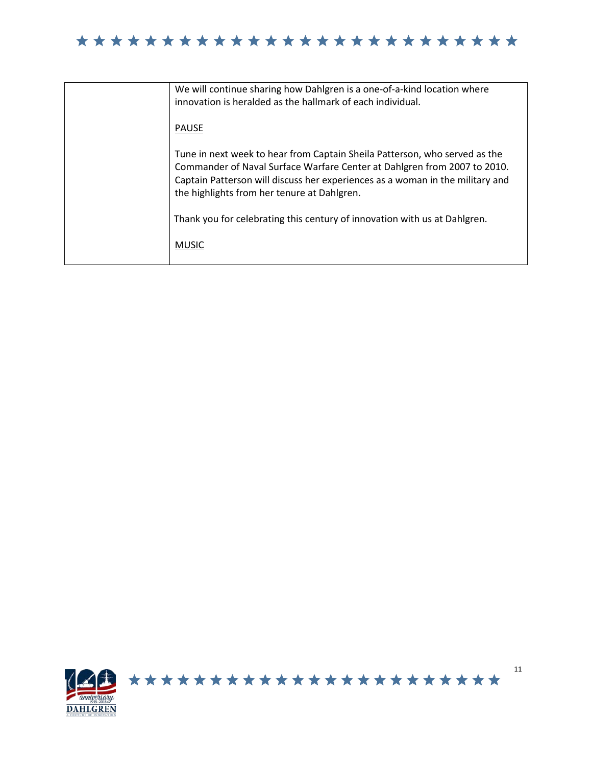| | |
|---|---|
| | We will continue sharing how Dahlgren is a one-of-a-kind location where innovation is heralded as the hallmark of each individual.<br><br><u>PAUSE</u><br><br>Tune in next week to hear from Captain Sheila Patterson, who served as the Commander of Naval Surface Warfare Center at Dahlgren from 2007 to 2010. Captain Patterson will discuss her experiences as a woman in the military and the highlights from her tenure at Dahlgren.<br><br>Thank you for celebrating this century of innovation with us at Dahlgren.<br><br><u>MUSIC</u> |